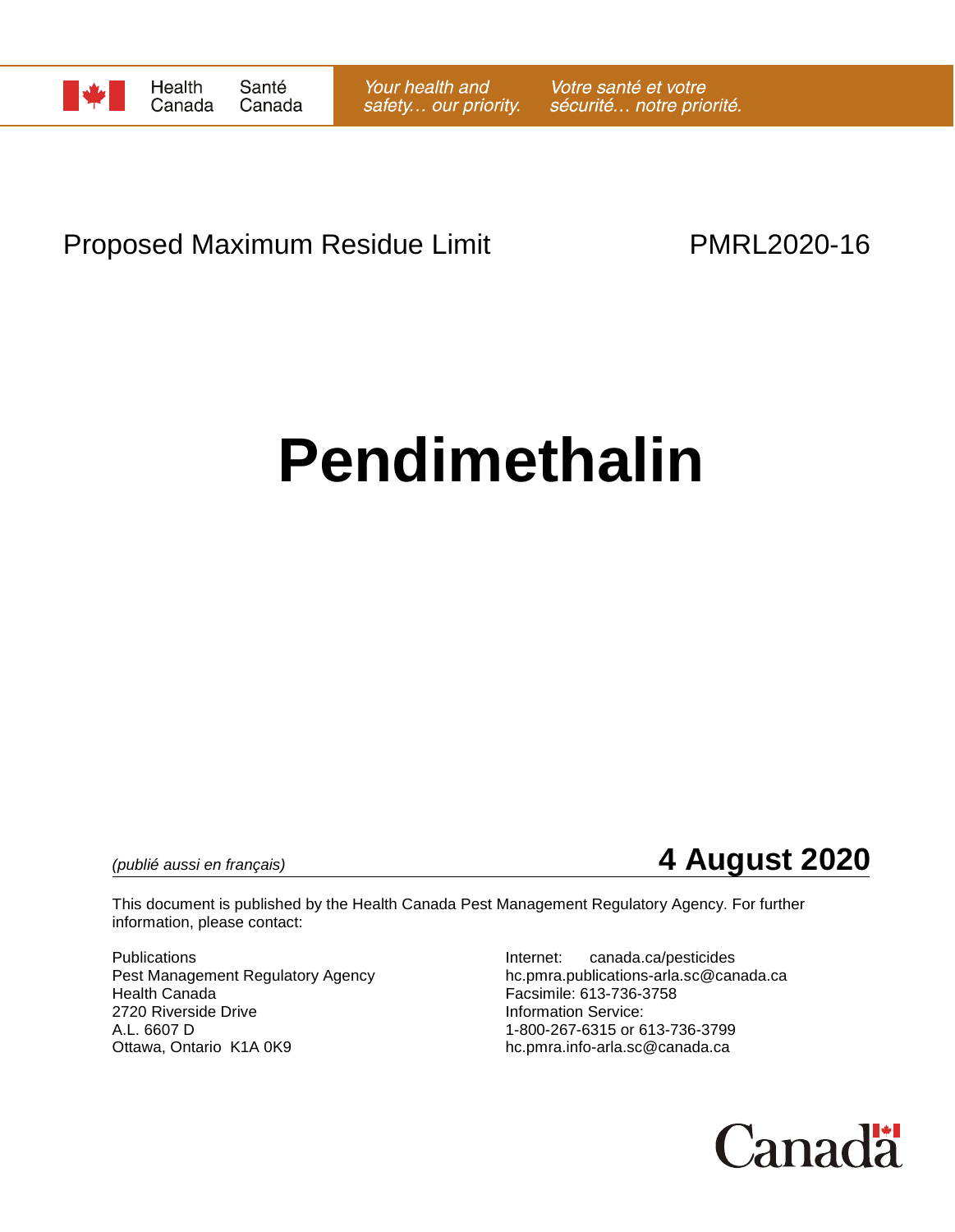Health Canada | Santé Canada

*Your health and safety… our priority.* | *Votre santé et votre sécurité… notre priorité.*

Proposed Maximum Residue Limit PMRL2020-16

# Pendimethalin

*(publié aussi en français)*

**4 August 2020**

This document is published by the Health Canada Pest Management Regulatory Agency. For further information, please contact:

Publications
Pest Management Regulatory Agency
Health Canada
2720 Riverside Drive
A.L. 6607 D
Ottawa, Ontario K1A 0K9

Internet: canada.ca/pesticides
hc.pmra.publications-arla.sc@canada.ca
Facsimile: 613-736-3758
Information Service:
1-800-267-6315 or 613-736-3799
hc.pmra.info-arla.sc@canada.ca

Canada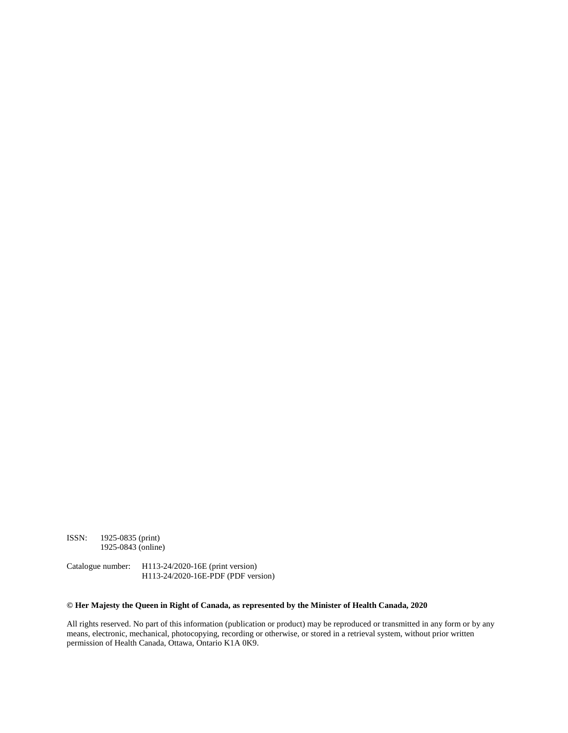ISSN: 1925-0835 (print)
1925-0843 (online)

Catalogue number: H113-24/2020-16E (print version)
H113-24/2020-16E-PDF (PDF version)

**© Her Majesty the Queen in Right of Canada, as represented by the Minister of Health Canada, 2020**

All rights reserved. No part of this information (publication or product) may be reproduced or transmitted in any form or by any means, electronic, mechanical, photocopying, recording or otherwise, or stored in a retrieval system, without prior written permission of Health Canada, Ottawa, Ontario K1A 0K9.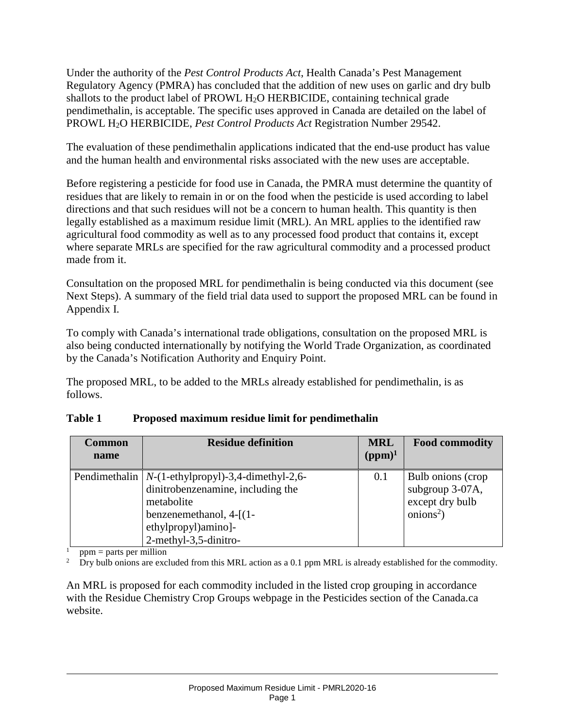Under the authority of the *Pest Control Products Act*, Health Canada's Pest Management Regulatory Agency (PMRA) has concluded that the addition of new uses on garlic and dry bulb shallots to the product label of PROWL $H_2O$ HERBICIDE, containing technical grade pendimethalin, is acceptable. The specific uses approved in Canada are detailed on the label of PROWL $H_2O$ HERBICIDE, *Pest Control Products Act* Registration Number 29542.

The evaluation of these pendimethalin applications indicated that the end-use product has value and the human health and environmental risks associated with the new uses are acceptable.

Before registering a pesticide for food use in Canada, the PMRA must determine the quantity of residues that are likely to remain in or on the food when the pesticide is used according to label directions and that such residues will not be a concern to human health. This quantity is then legally established as a maximum residue limit (MRL). An MRL applies to the identified raw agricultural food commodity as well as to any processed food product that contains it, except where separate MRLs are specified for the raw agricultural commodity and a processed product made from it.

Consultation on the proposed MRL for pendimethalin is being conducted via this document (see Next Steps). A summary of the field trial data used to support the proposed MRL can be found in Appendix I.

To comply with Canada's international trade obligations, consultation on the proposed MRL is also being conducted internationally by notifying the World Trade Organization, as coordinated by the Canada's Notification Authority and Enquiry Point.

The proposed MRL, to be added to the MRLs already established for pendimethalin, is as follows.

**Table 1 Proposed maximum residue limit for pendimethalin**

| Common name | Residue definition | MRL (ppm)[1] | Food commodity |
|---|---|---|---|
| Pendimethalin | *N*-(1-ethylpropyl)-3,4-dimethyl-2,6-dinitrobenzenamine, including the metabolite benzenemethanol, 4-[(1-ethylpropyl)amino]-2-methyl-3,5-dinitro- | 0.1 | Bulb onions (crop subgroup 3-07A, except dry bulb onions[2]) |

[1] ppm = parts per million

[2] Dry bulb onions are excluded from this MRL action as a 0.1 ppm MRL is already established for the commodity.

An MRL is proposed for each commodity included in the listed crop grouping in accordance with the Residue Chemistry Crop Groups webpage in the Pesticides section of the Canada.ca website.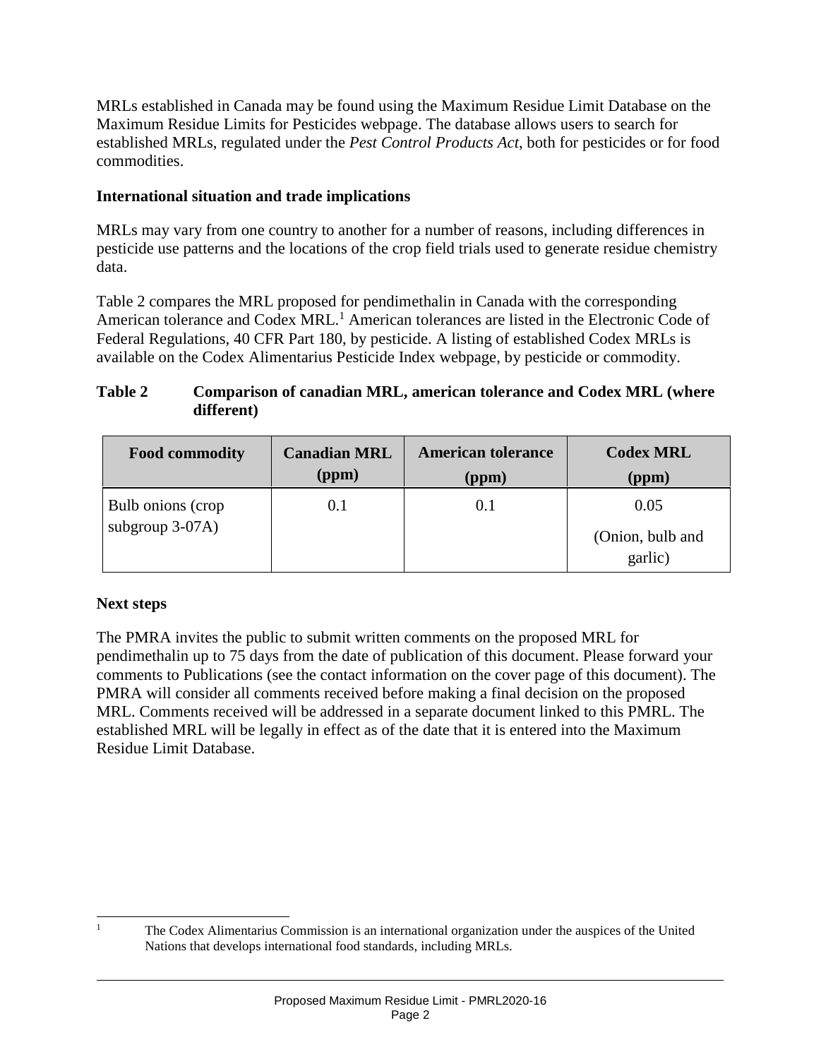MRLs established in Canada may be found using the Maximum Residue Limit Database on the Maximum Residue Limits for Pesticides webpage. The database allows users to search for established MRLs, regulated under the *Pest Control Products Act*, both for pesticides or for food commodities.

### International situation and trade implications

MRLs may vary from one country to another for a number of reasons, including differences in pesticide use patterns and the locations of the crop field trials used to generate residue chemistry data.

Table 2 compares the MRL proposed for pendimethalin in Canada with the corresponding American tolerance and Codex MRL.[1] American tolerances are listed in the Electronic Code of Federal Regulations, 40 CFR Part 180, by pesticide. A listing of established Codex MRLs is available on the Codex Alimentarius Pesticide Index webpage, by pesticide or commodity.

**Table 2 Comparison of canadian MRL, american tolerance and Codex MRL (where different)**

| Food commodity | Canadian MRL (ppm) | American tolerance (ppm) | Codex MRL (ppm) |
|---|---|---|---|
| Bulb onions (crop subgroup 3-07A) | 0.1 | 0.1 | 0.05 (Onion, bulb and garlic) |

### Next steps

The PMRA invites the public to submit written comments on the proposed MRL for pendimethalin up to 75 days from the date of publication of this document. Please forward your comments to Publications (see the contact information on the cover page of this document). The PMRA will consider all comments received before making a final decision on the proposed MRL. Comments received will be addressed in a separate document linked to this PMRL. The established MRL will be legally in effect as of the date that it is entered into the Maximum Residue Limit Database.

[1] The Codex Alimentarius Commission is an international organization under the auspices of the United Nations that develops international food standards, including MRLs.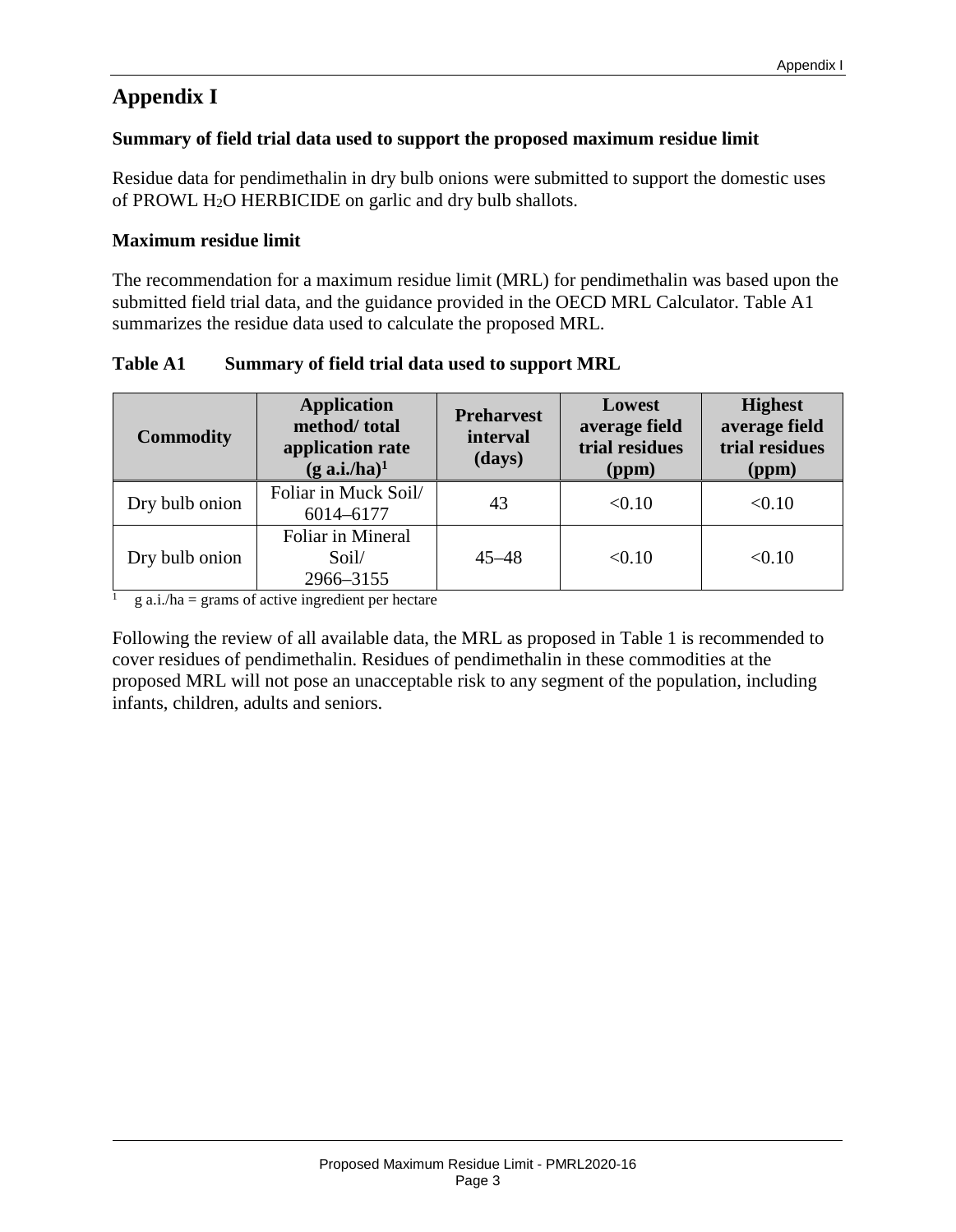# Appendix I

### Summary of field trial data used to support the proposed maximum residue limit

Residue data for pendimethalin in dry bulb onions were submitted to support the domestic uses of PROWL $H_2O$ HERBICIDE on garlic and dry bulb shallots.

### Maximum residue limit

The recommendation for a maximum residue limit (MRL) for pendimethalin was based upon the submitted field trial data, and the guidance provided in the OECD MRL Calculator. Table A1 summarizes the residue data used to calculate the proposed MRL.

**Table A1 Summary of field trial data used to support MRL**

| Commodity | Application method/ total application rate (g a.i./ha)[1] | Preharvest interval (days) | Lowest average field trial residues (ppm) | Highest average field trial residues (ppm) |
|---|---|---|---|---|
| Dry bulb onion | Foliar in Muck Soil/ 6014–6177 | 43 | <0.10 | <0.10 |
| Dry bulb onion | Foliar in Mineral Soil/ 2966–3155 | 45–48 | <0.10 | <0.10 |

[1] g a.i./ha = grams of active ingredient per hectare

Following the review of all available data, the MRL as proposed in Table 1 is recommended to cover residues of pendimethalin. Residues of pendimethalin in these commodities at the proposed MRL will not pose an unacceptable risk to any segment of the population, including infants, children, adults and seniors.